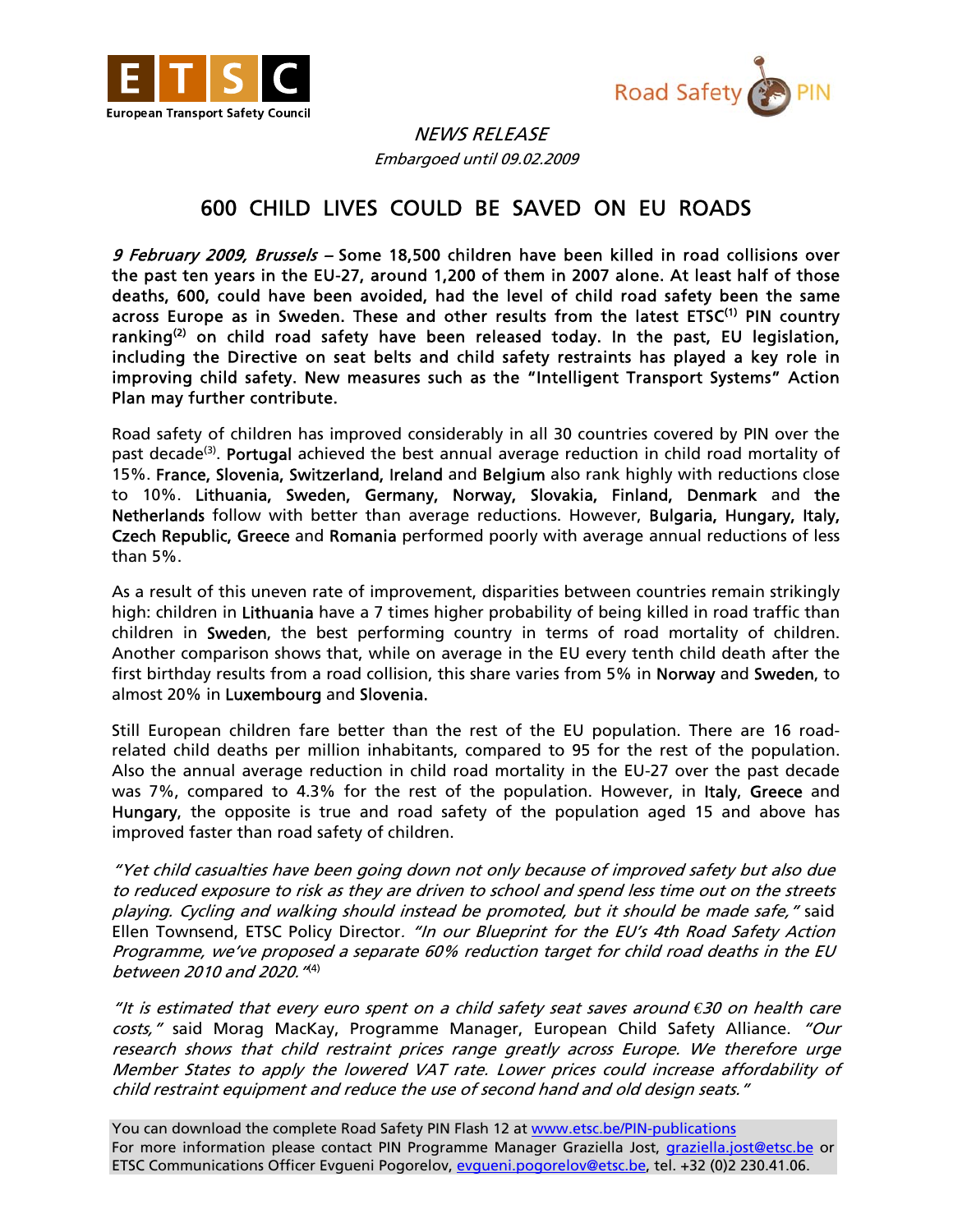NEWS RELEASE

*Embargoed until 09.02.2009*

# 600 CHILD LIVES COULD BE SAVED ON EU ROADS

***9 February 2009, Brussels*** **– Some 18,500 children have been killed in road collisions over the past ten years in the EU-27, around 1,200 of them in 2007 alone. At least half of those deaths, 600, could have been avoided, had the level of child road safety been the same across Europe as in Sweden. These and other results from the latest ETSC[1] PIN country ranking[2] on child road safety have been released today. In the past, EU legislation, including the Directive on seat belts and child safety restraints has played a key role in improving child safety. New measures such as the "Intelligent Transport Systems" Action Plan may further contribute.**

Road safety of children has improved considerably in all 30 countries covered by PIN over the past decade[3]. Portugal achieved the best annual average reduction in child road mortality of 15%. France, Slovenia, Switzerland, Ireland and Belgium also rank highly with reductions close to 10%. Lithuania, Sweden, Germany, Norway, Slovakia, Finland, Denmark and the Netherlands follow with better than average reductions. However, Bulgaria, Hungary, Italy, Czech Republic, Greece and Romania performed poorly with average annual reductions of less than 5%.

As a result of this uneven rate of improvement, disparities between countries remain strikingly high: children in Lithuania have a 7 times higher probability of being killed in road traffic than children in Sweden, the best performing country in terms of road mortality of children. Another comparison shows that, while on average in the EU every tenth child death after the first birthday results from a road collision, this share varies from 5% in Norway and Sweden, to almost 20% in Luxembourg and Slovenia.

Still European children fare better than the rest of the EU population. There are 16 road-related child deaths per million inhabitants, compared to 95 for the rest of the population. Also the annual average reduction in child road mortality in the EU-27 over the past decade was 7%, compared to 4.3% for the rest of the population. However, in Italy, Greece and Hungary, the opposite is true and road safety of the population aged 15 and above has improved faster than road safety of children.

*"Yet child casualties have been going down not only because of improved safety but also due to reduced exposure to risk as they are driven to school and spend less time out on the streets playing. Cycling and walking should instead be promoted, but it should be made safe,"* said Ellen Townsend, ETSC Policy Director. *"In our Blueprint for the EU's 4th Road Safety Action Programme, we've proposed a separate 60% reduction target for child road deaths in the EU between 2010 and 2020."*[4]

*"It is estimated that every euro spent on a child safety seat saves around €30 on health care costs,"* said Morag MacKay, Programme Manager, European Child Safety Alliance. *"Our research shows that child restraint prices range greatly across Europe. We therefore urge Member States to apply the lowered VAT rate. Lower prices could increase affordability of child restraint equipment and reduce the use of second hand and old design seats."*

You can download the complete Road Safety PIN Flash 12 at www.etsc.be/PIN-publications
For more information please contact PIN Programme Manager Graziella Jost, graziella.jost@etsc.be or ETSC Communications Officer Evgueni Pogorelov, evgueni.pogorelov@etsc.be, tel. +32 (0)2 230.41.06.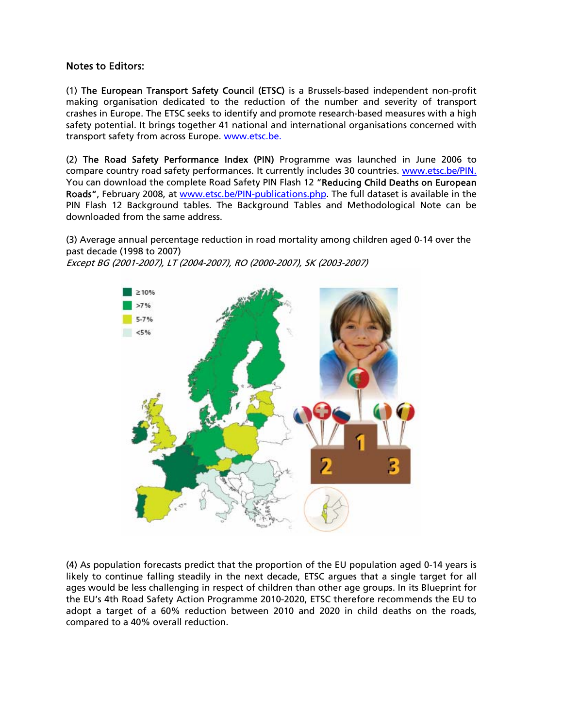## Notes to Editors:

(1) **The European Transport Safety Council (ETSC)** is a Brussels-based independent non-profit making organisation dedicated to the reduction of the number and severity of transport crashes in Europe. The ETSC seeks to identify and promote research-based measures with a high safety potential. It brings together 41 national and international organisations concerned with transport safety from across Europe. [www.etsc.be.](http://www.etsc.be)

(2) **The Road Safety Performance Index (PIN)** Programme was launched in June 2006 to compare country road safety performances. It currently includes 30 countries. [www.etsc.be/PIN.](http://www.etsc.be/PIN) You can download the complete Road Safety PIN Flash 12 "**Reducing Child Deaths on European Roads**", February 2008, at [www.etsc.be/PIN-publications.php](http://www.etsc.be/PIN-publications.php). The full dataset is available in the PIN Flash 12 Background tables. The Background Tables and Methodological Note can be downloaded from the same address.

(3) Average annual percentage reduction in road mortality among children aged 0-14 over the past decade (1998 to 2007)
*Except BG (2001-2007), LT (2004-2007), RO (2000-2007), SK (2003-2007)*

≥10%
>7%
5-7%
<5%

1
2
3

(4) As population forecasts predict that the proportion of the EU population aged 0-14 years is likely to continue falling steadily in the next decade, ETSC argues that a single target for all ages would be less challenging in respect of children than other age groups. In its Blueprint for the EU's 4th Road Safety Action Programme 2010-2020, ETSC therefore recommends the EU to adopt a target of a 60% reduction between 2010 and 2020 in child deaths on the roads, compared to a 40% overall reduction.